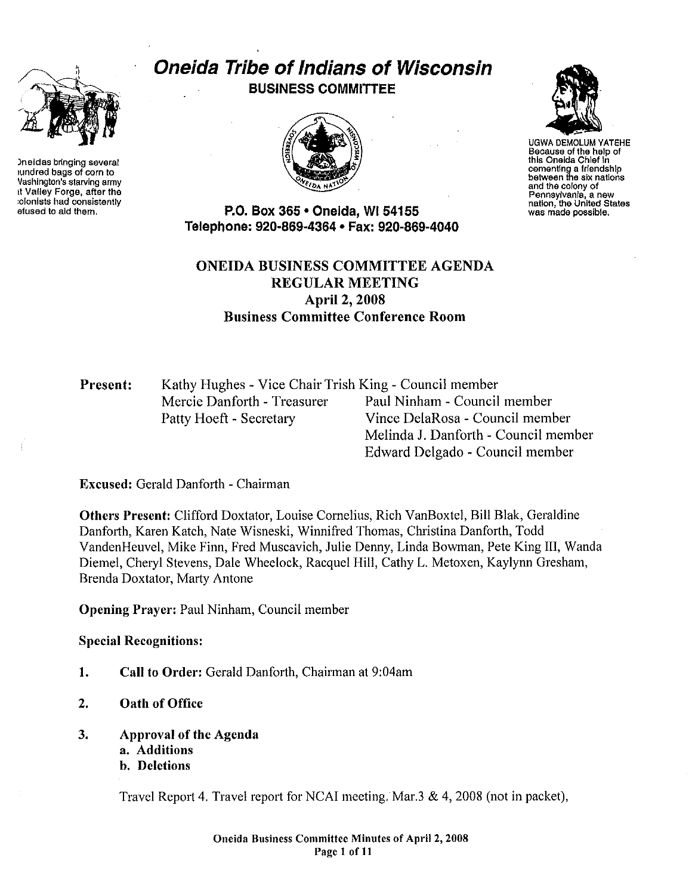Oneidas bringing several hundred bags of corn to Washington's starving army at Valley Forge, after the colonists had consistently refused to aid them.

# Oneida Tribe of Indians of Wisconsin

**BUSINESS COMMITTEE**

UGWA DEMOLUM YATEHE
Because of the help of this Oneida Chief in cementing a friendship between the six nations and the colony of Pennsylvania, a new nation, the United States was made possible.

**P.O. Box 365 • Oneida, WI 54155**
**Telephone: 920-869-4364 • Fax: 920-869-4040**

## ONEIDA BUSINESS COMMITTEE AGENDA
## REGULAR MEETING
## April 2, 2008
## Business Committee Conference Room

**Present:** Kathy Hughes - Vice Chair, Mercie Danforth - Treasurer, Patty Hoeft - Secretary, Trish King - Council member, Paul Ninham - Council member, Vince DelaRosa - Council member, Melinda J. Danforth - Council member, Edward Delgado - Council member

**Excused:** Gerald Danforth - Chairman

**Others Present:** Clifford Doxtator, Louise Cornelius, Rich VanBoxtel, Bill Blak, Geraldine Danforth, Karen Katch, Nate Wisneski, Winnifred Thomas, Christina Danforth, Todd VandenHeuvel, Mike Finn, Fred Muscavich, Julie Denny, Linda Bowman, Pete King III, Wanda Diemel, Cheryl Stevens, Dale Wheelock, Racquel Hill, Cathy L. Metoxen, Kaylynn Gresham, Brenda Doxtator, Marty Antone

**Opening Prayer:** Paul Ninham, Council member

**Special Recognitions:**

1. **Call to Order:** Gerald Danforth, Chairman at 9:04am

2. **Oath of Office**

3. **Approval of the Agenda**
   a. **Additions**
   b. **Deletions**

Travel Report 4. Travel report for NCAI meeting. Mar.3 & 4, 2008 (not in packet),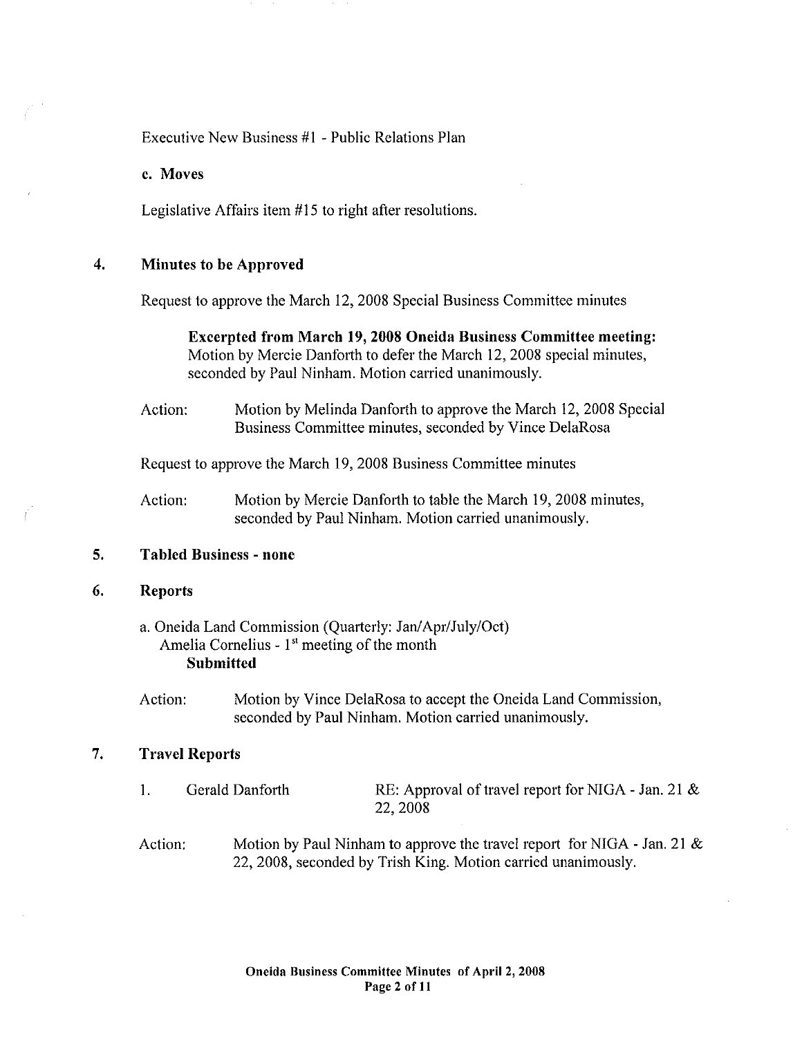Executive New Business #1 - Public Relations Plan

**c. Moves**

Legislative Affairs item #15 to right after resolutions.

## 4. Minutes to be Approved

Request to approve the March 12, 2008 Special Business Committee minutes

> **Excerpted from March 19, 2008 Oneida Business Committee meeting:** Motion by Mercie Danforth to defer the March 12, 2008 special minutes, seconded by Paul Ninham. Motion carried unanimously.

Action: Motion by Melinda Danforth to approve the March 12, 2008 Special Business Committee minutes, seconded by Vince DelaRosa

Request to approve the March 19, 2008 Business Committee minutes

Action: Motion by Mercie Danforth to table the March 19, 2008 minutes, seconded by Paul Ninham. Motion carried unanimously.

## 5. Tabled Business - none

## 6. Reports

a. Oneida Land Commission (Quarterly: Jan/Apr/July/Oct)
Amelia Cornelius - 1st meeting of the month
**Submitted**

Action: Motion by Vince DelaRosa to accept the Oneida Land Commission, seconded by Paul Ninham. Motion carried unanimously.

## 7. Travel Reports

1. Gerald Danforth — RE: Approval of travel report for NIGA - Jan. 21 & 22, 2008

Action: Motion by Paul Ninham to approve the travel report for NIGA - Jan. 21 & 22, 2008, seconded by Trish King. Motion carried unanimously.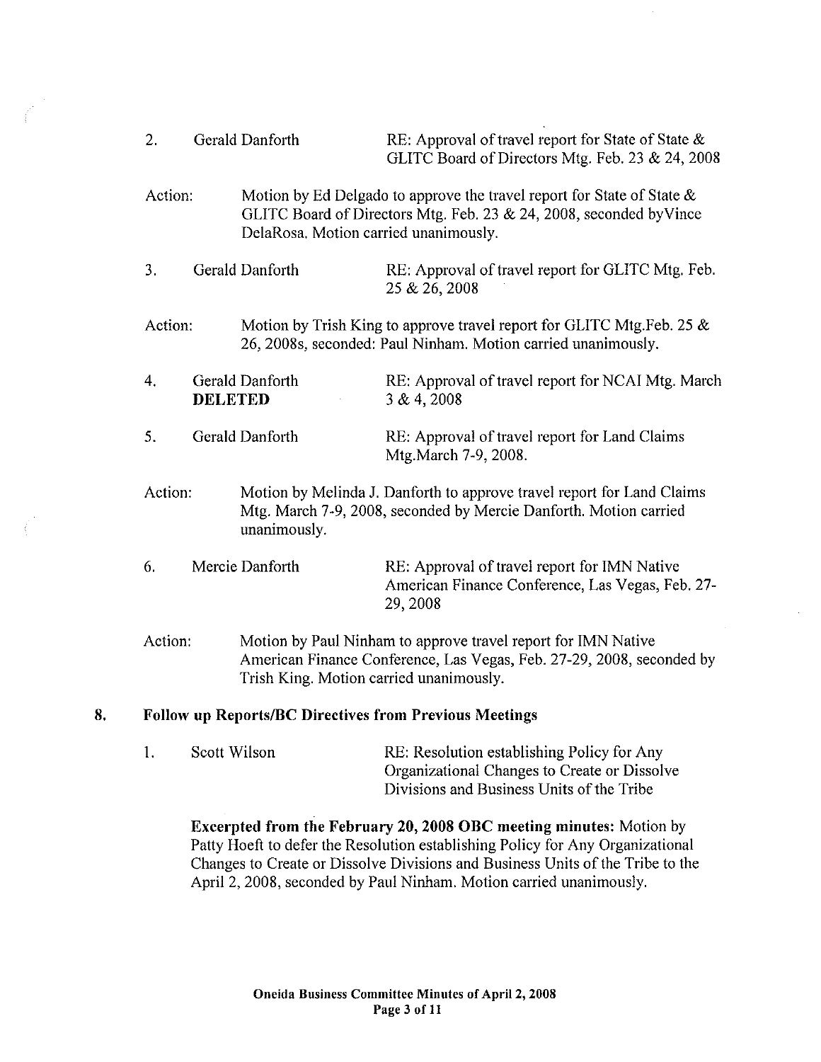2. Gerald Danforth RE: Approval of travel report for State of State & GLITC Board of Directors Mtg. Feb. 23 & 24, 2008

Action: Motion by Ed Delgado to approve the travel report for State of State & GLITC Board of Directors Mtg. Feb. 23 & 24, 2008, seconded byVince DelaRosa. Motion carried unanimously.

3. Gerald Danforth RE: Approval of travel report for GLITC Mtg. Feb. 25 & 26, 2008

Action: Motion by Trish King to approve travel report for GLITC Mtg.Feb. 25 & 26, 2008s, seconded: Paul Ninham. Motion carried unanimously.

4. Gerald Danforth **DELETED** RE: Approval of travel report for NCAI Mtg. March 3 & 4, 2008

5. Gerald Danforth RE: Approval of travel report for Land Claims Mtg.March 7-9, 2008.

Action: Motion by Melinda J. Danforth to approve travel report for Land Claims Mtg. March 7-9, 2008, seconded by Mercie Danforth. Motion carried unanimously.

6. Mercie Danforth RE: Approval of travel report for IMN Native American Finance Conference, Las Vegas, Feb. 27-29, 2008

Action: Motion by Paul Ninham to approve travel report for IMN Native American Finance Conference, Las Vegas, Feb. 27-29, 2008, seconded by Trish King. Motion carried unanimously.

## 8. Follow up Reports/BC Directives from Previous Meetings

1. Scott Wilson RE: Resolution establishing Policy for Any Organizational Changes to Create or Dissolve Divisions and Business Units of the Tribe

**Excerpted from the February 20, 2008 OBC meeting minutes:** Motion by Patty Hoeft to defer the Resolution establishing Policy for Any Organizational Changes to Create or Dissolve Divisions and Business Units of the Tribe to the April 2, 2008, seconded by Paul Ninham. Motion carried unanimously.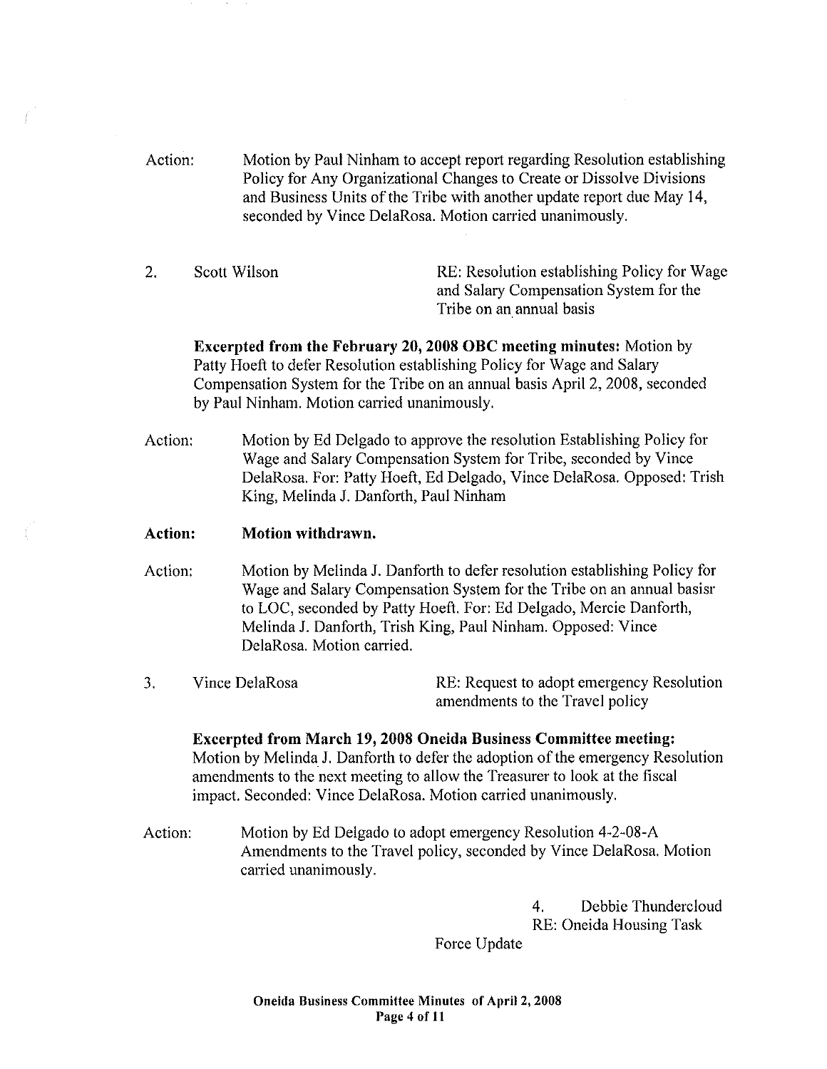Action: Motion by Paul Ninham to accept report regarding Resolution establishing Policy for Any Organizational Changes to Create or Dissolve Divisions and Business Units of the Tribe with another update report due May 14, seconded by Vince DelaRosa. Motion carried unanimously.

2. Scott Wilson — RE: Resolution establishing Policy for Wage and Salary Compensation System for the Tribe on an annual basis

**Excerpted from the February 20, 2008 OBC meeting minutes:** Motion by Patty Hoeft to defer Resolution establishing Policy for Wage and Salary Compensation System for the Tribe on an annual basis April 2, 2008, seconded by Paul Ninham. Motion carried unanimously.

Action: Motion by Ed Delgado to approve the resolution Establishing Policy for Wage and Salary Compensation System for Tribe, seconded by Vince DelaRosa. For: Patty Hoeft, Ed Delgado, Vince DelaRosa. Opposed: Trish King, Melinda J. Danforth, Paul Ninham

**Action: Motion withdrawn.**

Action: Motion by Melinda J. Danforth to defer resolution establishing Policy for Wage and Salary Compensation System for the Tribe on an annual basisr to LOC, seconded by Patty Hoeft. For: Ed Delgado, Mercie Danforth, Melinda J. Danforth, Trish King, Paul Ninham. Opposed: Vince DelaRosa. Motion carried.

3. Vince DelaRosa — RE: Request to adopt emergency Resolution amendments to the Travel policy

**Excerpted from March 19, 2008 Oneida Business Committee meeting:** Motion by Melinda J. Danforth to defer the adoption of the emergency Resolution amendments to the next meeting to allow the Treasurer to look at the fiscal impact. Seconded: Vince DelaRosa. Motion carried unanimously.

Action: Motion by Ed Delgado to adopt emergency Resolution 4-2-08-A Amendments to the Travel policy, seconded by Vince DelaRosa. Motion carried unanimously.

4. Debbie Thundercloud — RE: Oneida Housing Task Force Update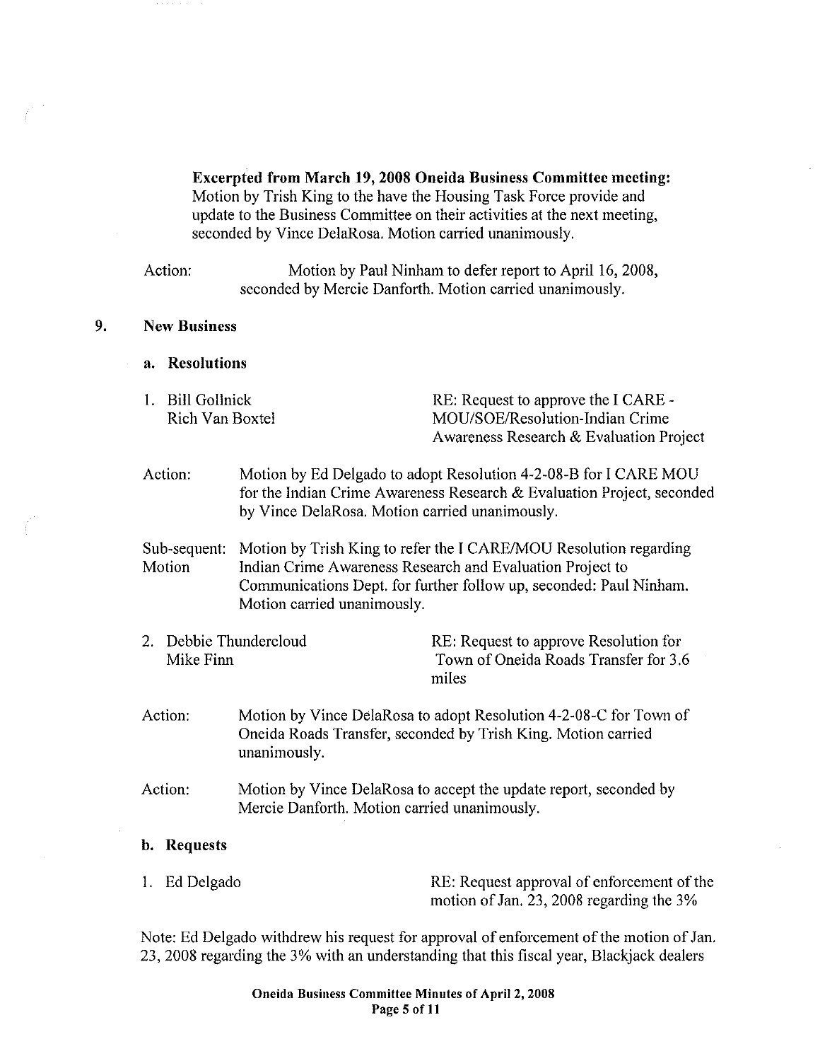**Excerpted from March 19, 2008 Oneida Business Committee meeting:** Motion by Trish King to the have the Housing Task Force provide and update to the Business Committee on their activities at the next meeting, seconded by Vince DelaRosa. Motion carried unanimously.

Action: Motion by Paul Ninham to defer report to April 16, 2008, seconded by Mercie Danforth. Motion carried unanimously.

## 9. New Business

### a. Resolutions

1. Bill Gollnick
   Rich Van Boxtel

   RE: Request to approve the I CARE - MOU/SOE/Resolution-Indian Crime Awareness Research & Evaluation Project

Action: Motion by Ed Delgado to adopt Resolution 4-2-08-B for I CARE MOU for the Indian Crime Awareness Research & Evaluation Project, seconded by Vince DelaRosa. Motion carried unanimously.

Sub-sequent: Motion Motion by Trish King to refer the I CARE/MOU Resolution regarding Indian Crime Awareness Research and Evaluation Project to Communications Dept. for further follow up, seconded: Paul Ninham. Motion carried unanimously.

2. Debbie Thundercloud
   Mike Finn

   RE: Request to approve Resolution for Town of Oneida Roads Transfer for 3.6 miles

Action: Motion by Vince DelaRosa to adopt Resolution 4-2-08-C for Town of Oneida Roads Transfer, seconded by Trish King. Motion carried unanimously.

Action: Motion by Vince DelaRosa to accept the update report, seconded by Mercie Danforth. Motion carried unanimously.

### b. Requests

1. Ed Delgado

   RE: Request approval of enforcement of the motion of Jan. 23, 2008 regarding the 3%

Note: Ed Delgado withdrew his request for approval of enforcement of the motion of Jan. 23, 2008 regarding the 3% with an understanding that this fiscal year, Blackjack dealers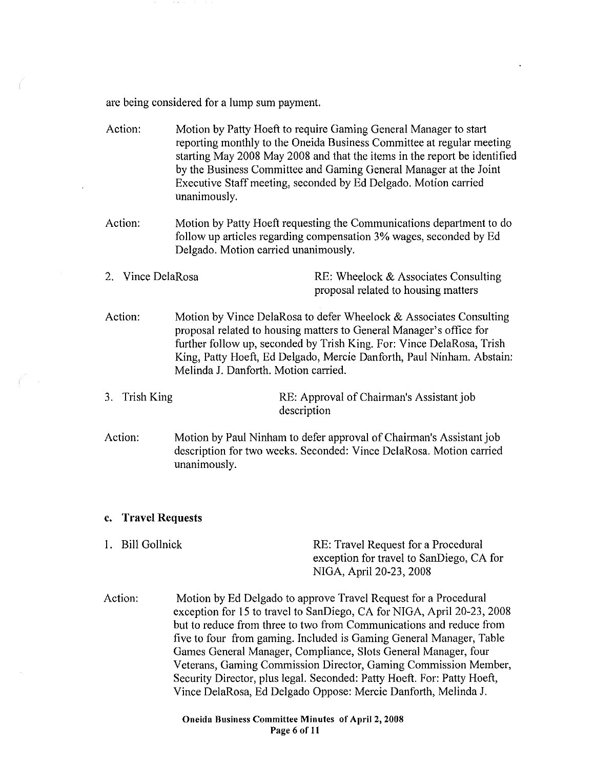are being considered for a lump sum payment.

Action: Motion by Patty Hoeft to require Gaming General Manager to start reporting monthly to the Oneida Business Committee at regular meeting starting May 2008 May 2008 and that the items in the report be identified by the Business Committee and Gaming General Manager at the Joint Executive Staff meeting, seconded by Ed Delgado. Motion carried unanimously.

Action: Motion by Patty Hoeft requesting the Communications department to do follow up articles regarding compensation 3% wages, seconded by Ed Delgado. Motion carried unanimously.

2. Vince DelaRosa — RE: Wheelock & Associates Consulting proposal related to housing matters

Action: Motion by Vince DelaRosa to defer Wheelock & Associates Consulting proposal related to housing matters to General Manager's office for further follow up, seconded by Trish King. For: Vince DelaRosa, Trish King, Patty Hoeft, Ed Delgado, Mercie Danforth, Paul Ninham. Abstain: Melinda J. Danforth. Motion carried.

3. Trish King — RE: Approval of Chairman's Assistant job description

Action: Motion by Paul Ninham to defer approval of Chairman's Assistant job description for two weeks. Seconded: Vince DelaRosa. Motion carried unanimously.

### c. Travel Requests

1. Bill Gollnick — RE: Travel Request for a Procedural exception for travel to SanDiego, CA for NIGA, April 20-23, 2008

Action: Motion by Ed Delgado to approve Travel Request for a Procedural exception for 15 to travel to SanDiego, CA for NIGA, April 20-23, 2008 but to reduce from three to two from Communications and reduce from five to four from gaming. Included is Gaming General Manager, Table Games General Manager, Compliance, Slots General Manager, four Veterans, Gaming Commission Director, Gaming Commission Member, Security Director, plus legal. Seconded: Patty Hoeft. For: Patty Hoeft, Vince DelaRosa, Ed Delgado Oppose: Mercie Danforth, Melinda J.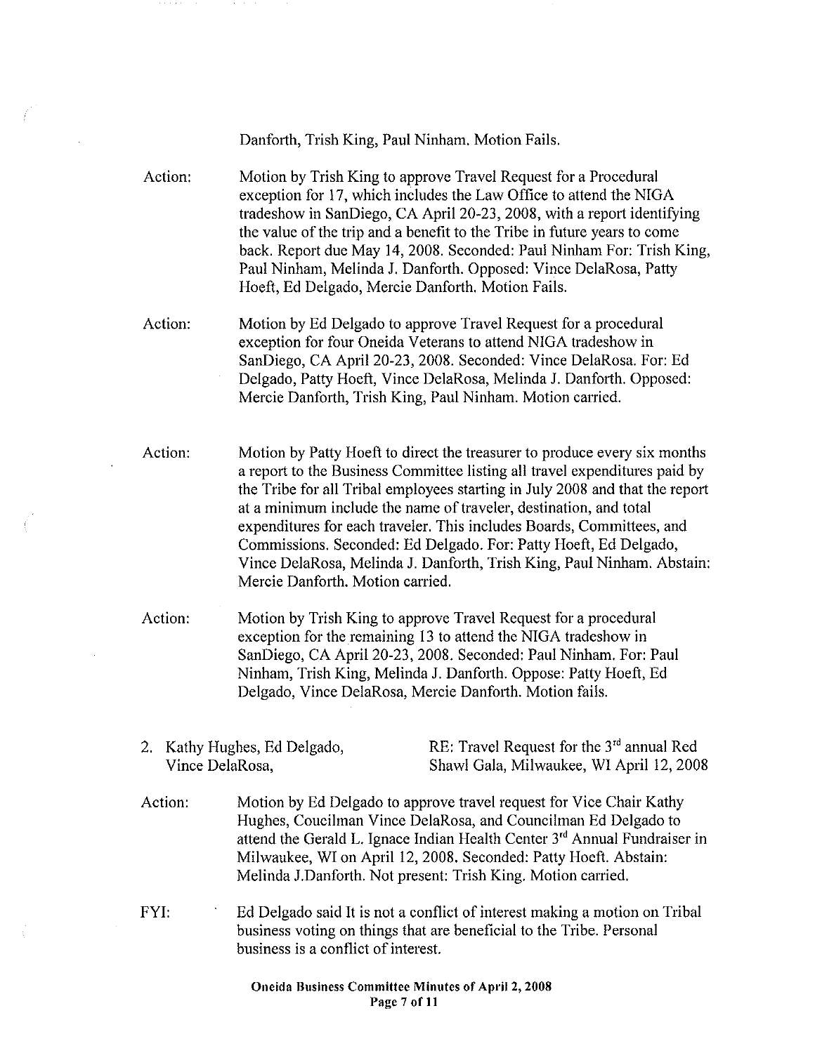Danforth, Trish King, Paul Ninham. Motion Fails.

Action: Motion by Trish King to approve Travel Request for a Procedural exception for 17, which includes the Law Office to attend the NIGA tradeshow in SanDiego, CA April 20-23, 2008, with a report identifying the value of the trip and a benefit to the Tribe in future years to come back. Report due May 14, 2008. Seconded: Paul Ninham For: Trish King, Paul Ninham, Melinda J. Danforth. Opposed: Vince DelaRosa, Patty Hoeft, Ed Delgado, Mercie Danforth. Motion Fails.

Action: Motion by Ed Delgado to approve Travel Request for a procedural exception for four Oneida Veterans to attend NIGA tradeshow in SanDiego, CA April 20-23, 2008. Seconded: Vince DelaRosa. For: Ed Delgado, Patty Hoeft, Vince DelaRosa, Melinda J. Danforth. Opposed: Mercie Danforth, Trish King, Paul Ninham. Motion carried.

Action: Motion by Patty Hoeft to direct the treasurer to produce every six months a report to the Business Committee listing all travel expenditures paid by the Tribe for all Tribal employees starting in July 2008 and that the report at a minimum include the name of traveler, destination, and total expenditures for each traveler. This includes Boards, Committees, and Commissions. Seconded: Ed Delgado. For: Patty Hoeft, Ed Delgado, Vince DelaRosa, Melinda J. Danforth, Trish King, Paul Ninham. Abstain: Mercie Danforth. Motion carried.

Action: Motion by Trish King to approve Travel Request for a procedural exception for the remaining 13 to attend the NIGA tradeshow in SanDiego, CA April 20-23, 2008. Seconded: Paul Ninham. For: Paul Ninham, Trish King, Melinda J. Danforth. Oppose: Patty Hoeft, Ed Delgado, Vince DelaRosa, Mercie Danforth. Motion fails.

2. Kathy Hughes, Ed Delgado, Vince DelaRosa, RE: Travel Request for the 3rd annual Red Shawl Gala, Milwaukee, WI April 12, 2008

Action: Motion by Ed Delgado to approve travel request for Vice Chair Kathy Hughes, Coucilman Vince DelaRosa, and Councilman Ed Delgado to attend the Gerald L. Ignace Indian Health Center 3rd Annual Fundraiser in Milwaukee, WI on April 12, 2008. Seconded: Patty Hoeft. Abstain: Melinda J.Danforth. Not present: Trish King. Motion carried.

FYI: Ed Delgado said It is not a conflict of interest making a motion on Tribal business voting on things that are beneficial to the Tribe. Personal business is a conflict of interest.

Oneida Business Committee Minutes of April 2, 2008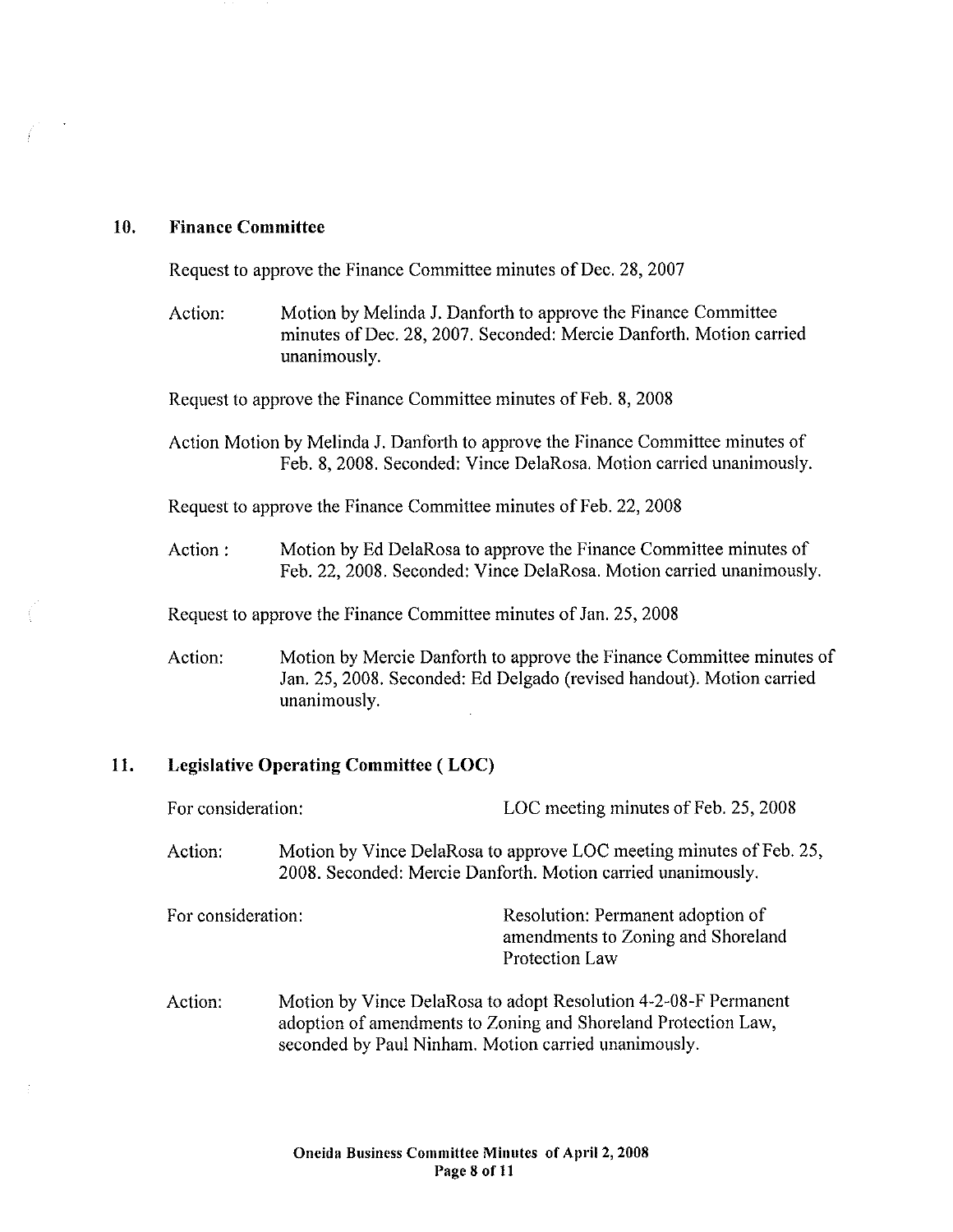## 10. Finance Committee

Request to approve the Finance Committee minutes of Dec. 28, 2007

Action: Motion by Melinda J. Danforth to approve the Finance Committee minutes of Dec. 28, 2007. Seconded: Mercie Danforth. Motion carried unanimously.

Request to approve the Finance Committee minutes of Feb. 8, 2008

Action Motion by Melinda J. Danforth to approve the Finance Committee minutes of Feb. 8, 2008. Seconded: Vince DelaRosa. Motion carried unanimously.

Request to approve the Finance Committee minutes of Feb. 22, 2008

Action : Motion by Ed DelaRosa to approve the Finance Committee minutes of Feb. 22, 2008. Seconded: Vince DelaRosa. Motion carried unanimously.

Request to approve the Finance Committee minutes of Jan. 25, 2008

Action: Motion by Mercie Danforth to approve the Finance Committee minutes of Jan. 25, 2008. Seconded: Ed Delgado (revised handout). Motion carried unanimously.

## 11. Legislative Operating Committee ( LOC)

For consideration: LOC meeting minutes of Feb. 25, 2008

Action: Motion by Vince DelaRosa to approve LOC meeting minutes of Feb. 25, 2008. Seconded: Mercie Danforth. Motion carried unanimously.

For consideration: Resolution: Permanent adoption of amendments to Zoning and Shoreland Protection Law

Action: Motion by Vince DelaRosa to adopt Resolution 4-2-08-F Permanent adoption of amendments to Zoning and Shoreland Protection Law, seconded by Paul Ninham. Motion carried unanimously.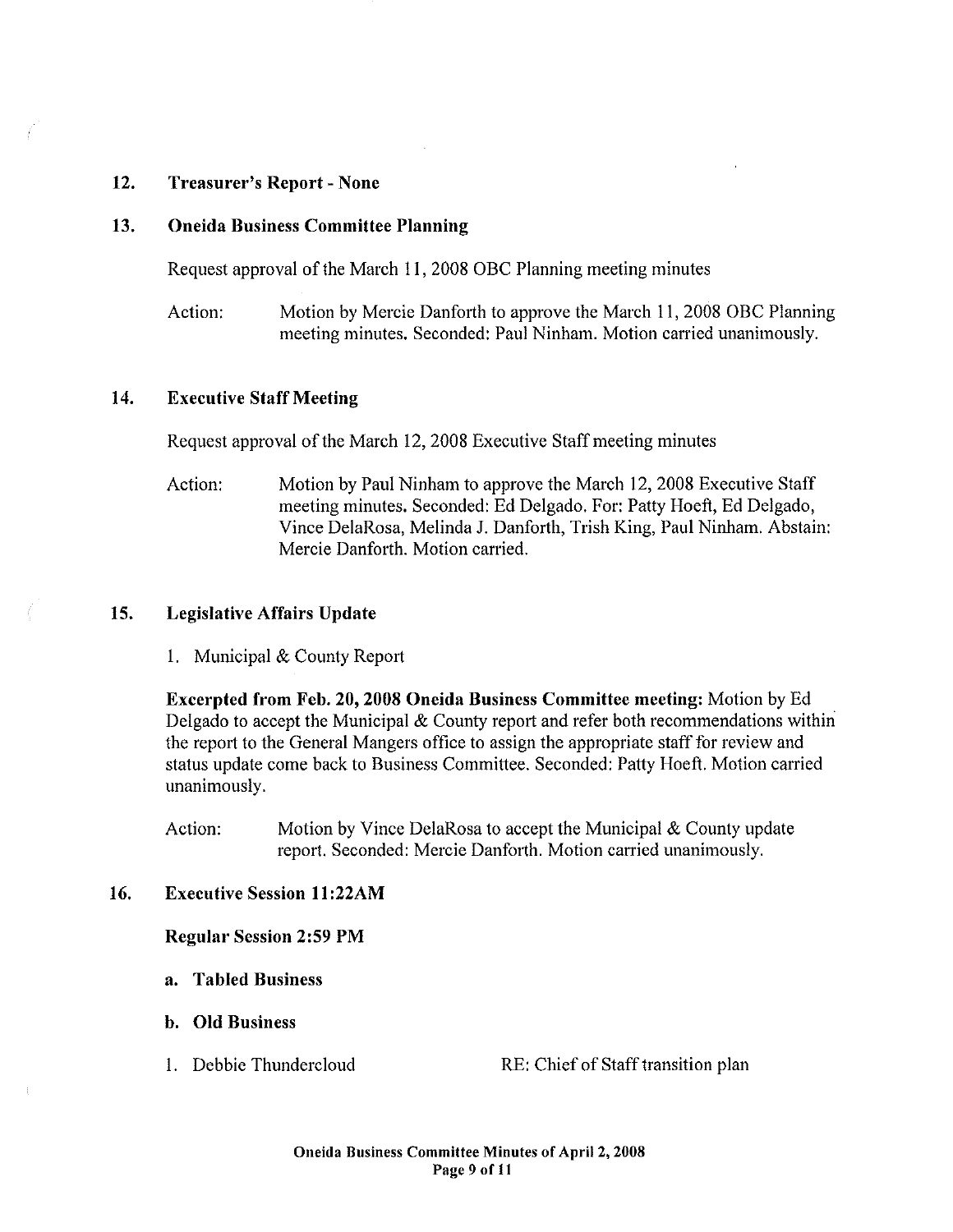## 12. Treasurer's Report - None

## 13. Oneida Business Committee Planning

Request approval of the March 11, 2008 OBC Planning meeting minutes

Action: Motion by Mercie Danforth to approve the March 11, 2008 OBC Planning meeting minutes. Seconded: Paul Ninham. Motion carried unanimously.

## 14. Executive Staff Meeting

Request approval of the March 12, 2008 Executive Staff meeting minutes

Action: Motion by Paul Ninham to approve the March 12, 2008 Executive Staff meeting minutes. Seconded: Ed Delgado. For: Patty Hoeft, Ed Delgado, Vince DelaRosa, Melinda J. Danforth, Trish King, Paul Ninham. Abstain: Mercie Danforth. Motion carried.

## 15. Legislative Affairs Update

1. Municipal & County Report

**Excerpted from Feb. 20, 2008 Oneida Business Committee meeting:** Motion by Ed Delgado to accept the Municipal & County report and refer both recommendations within the report to the General Mangers office to assign the appropriate staff for review and status update come back to Business Committee. Seconded: Patty Hoeft. Motion carried unanimously.

Action: Motion by Vince DelaRosa to accept the Municipal & County update report. Seconded: Mercie Danforth. Motion carried unanimously.

## 16. Executive Session 11:22AM

**Regular Session 2:59 PM**

**a. Tabled Business**

**b. Old Business**

1. Debbie Thundercloud RE: Chief of Staff transition plan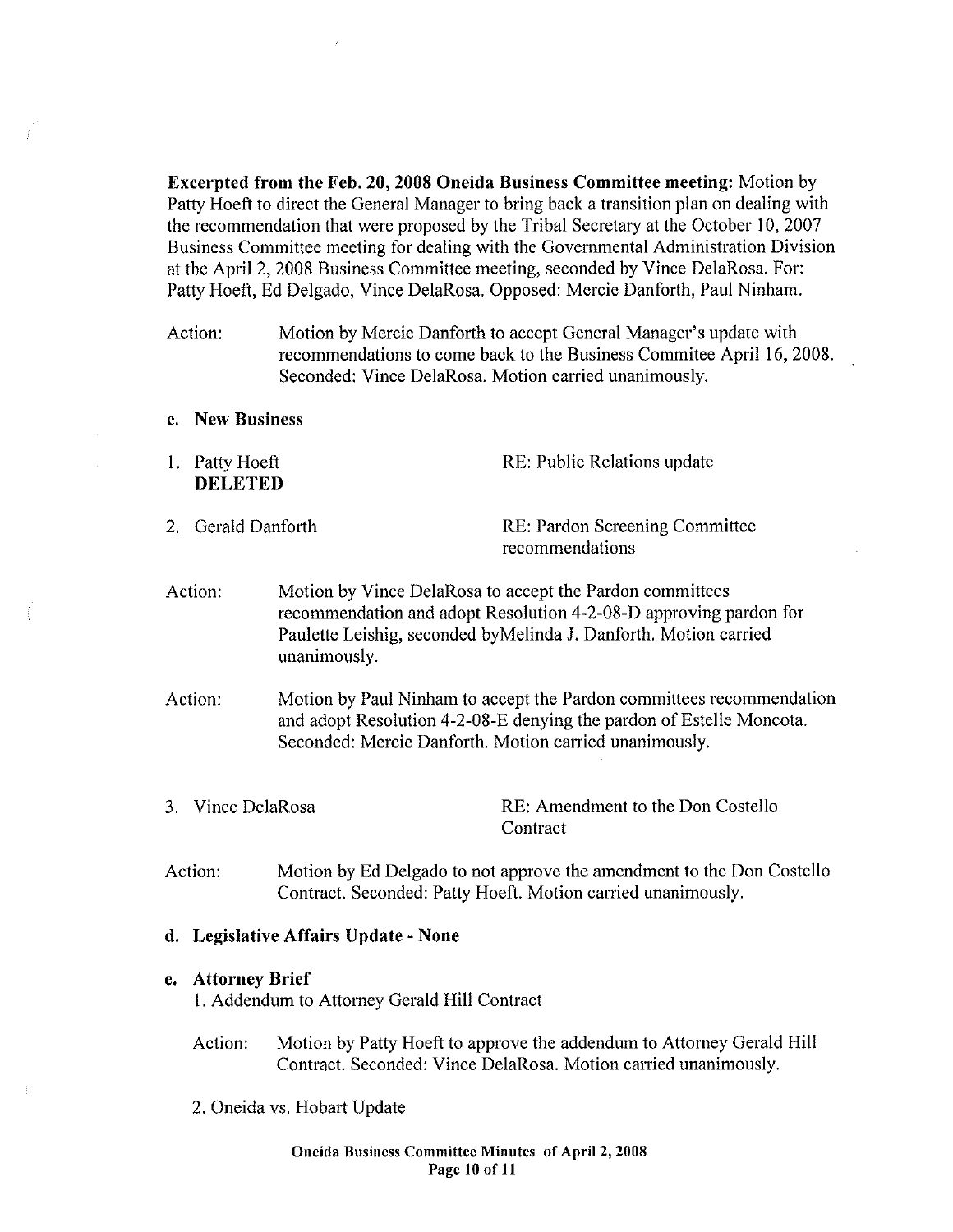**Excerpted from the Feb. 20, 2008 Oneida Business Committee meeting:** Motion by Patty Hoeft to direct the General Manager to bring back a transition plan on dealing with the recommendation that were proposed by the Tribal Secretary at the October 10, 2007 Business Committee meeting for dealing with the Governmental Administration Division at the April 2, 2008 Business Committee meeting, seconded by Vince DelaRosa. For: Patty Hoeft, Ed Delgado, Vince DelaRosa. Opposed: Mercie Danforth, Paul Ninham.

Action: Motion by Mercie Danforth to accept General Manager's update with recommendations to come back to the Business Commitee April 16, 2008. Seconded: Vince DelaRosa. Motion carried unanimously.

**c. New Business**

1. Patty Hoeft — RE: Public Relations update
   **DELETED**

2. Gerald Danforth — RE: Pardon Screening Committee recommendations

Action: Motion by Vince DelaRosa to accept the Pardon committees recommendation and adopt Resolution 4-2-08-D approving pardon for Paulette Leishig, seconded byMelinda J. Danforth. Motion carried unanimously.

Action: Motion by Paul Ninham to accept the Pardon committees recommendation and adopt Resolution 4-2-08-E denying the pardon of Estelle Moncota. Seconded: Mercie Danforth. Motion carried unanimously.

3. Vince DelaRosa — RE: Amendment to the Don Costello Contract

Action: Motion by Ed Delgado to not approve the amendment to the Don Costello Contract. Seconded: Patty Hoeft. Motion carried unanimously.

**d. Legislative Affairs Update - None**

**e. Attorney Brief**

1. Addendum to Attorney Gerald Hill Contract

   Action: Motion by Patty Hoeft to approve the addendum to Attorney Gerald Hill Contract. Seconded: Vince DelaRosa. Motion carried unanimously.

2. Oneida vs. Hobart Update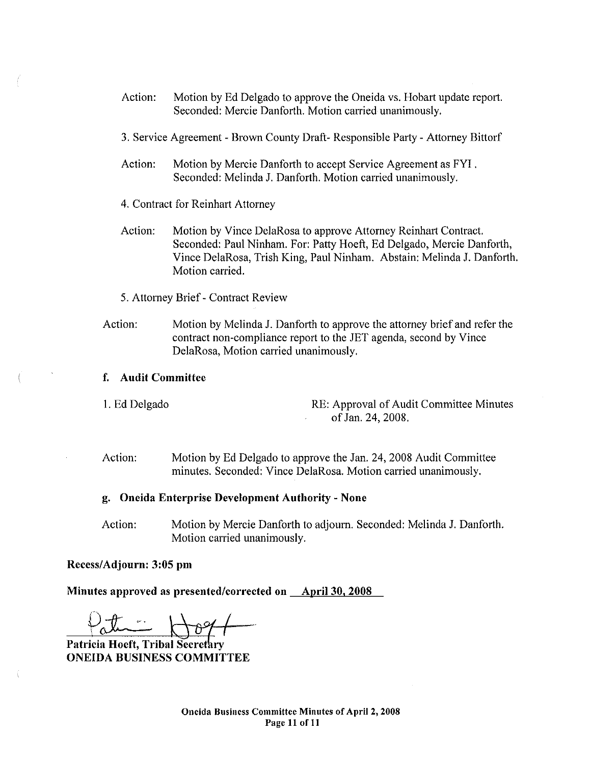Action: Motion by Ed Delgado to approve the Oneida vs. Hobart update report. Seconded: Mercie Danforth. Motion carried unanimously.

3. Service Agreement - Brown County Draft- Responsible Party - Attorney Bittorf

Action: Motion by Mercie Danforth to accept Service Agreement as FYI. Seconded: Melinda J. Danforth. Motion carried unanimously.

4. Contract for Reinhart Attorney

Action: Motion by Vince DelaRosa to approve Attorney Reinhart Contract. Seconded: Paul Ninham. For: Patty Hoeft, Ed Delgado, Mercie Danforth, Vince DelaRosa, Trish King, Paul Ninham. Abstain: Melinda J. Danforth. Motion carried.

5. Attorney Brief - Contract Review

Action: Motion by Melinda J. Danforth to approve the attorney brief and refer the contract non-compliance report to the JET agenda, second by Vince DelaRosa, Motion carried unanimously.

**f. Audit Committee**

1. Ed Delgado RE: Approval of Audit Committee Minutes of Jan. 24, 2008.

Action: Motion by Ed Delgado to approve the Jan. 24, 2008 Audit Committee minutes. Seconded: Vince DelaRosa. Motion carried unanimously.

**g. Oneida Enterprise Development Authority - None**

Action: Motion by Mercie Danforth to adjourn. Seconded: Melinda J. Danforth. Motion carried unanimously.

**Recess/Adjourn: 3:05 pm**

**Minutes approved as presented/corrected on April 30, 2008**

**Patricia Hoeft, Tribal Secretary**
**ONEIDA BUSINESS COMMITTEE**